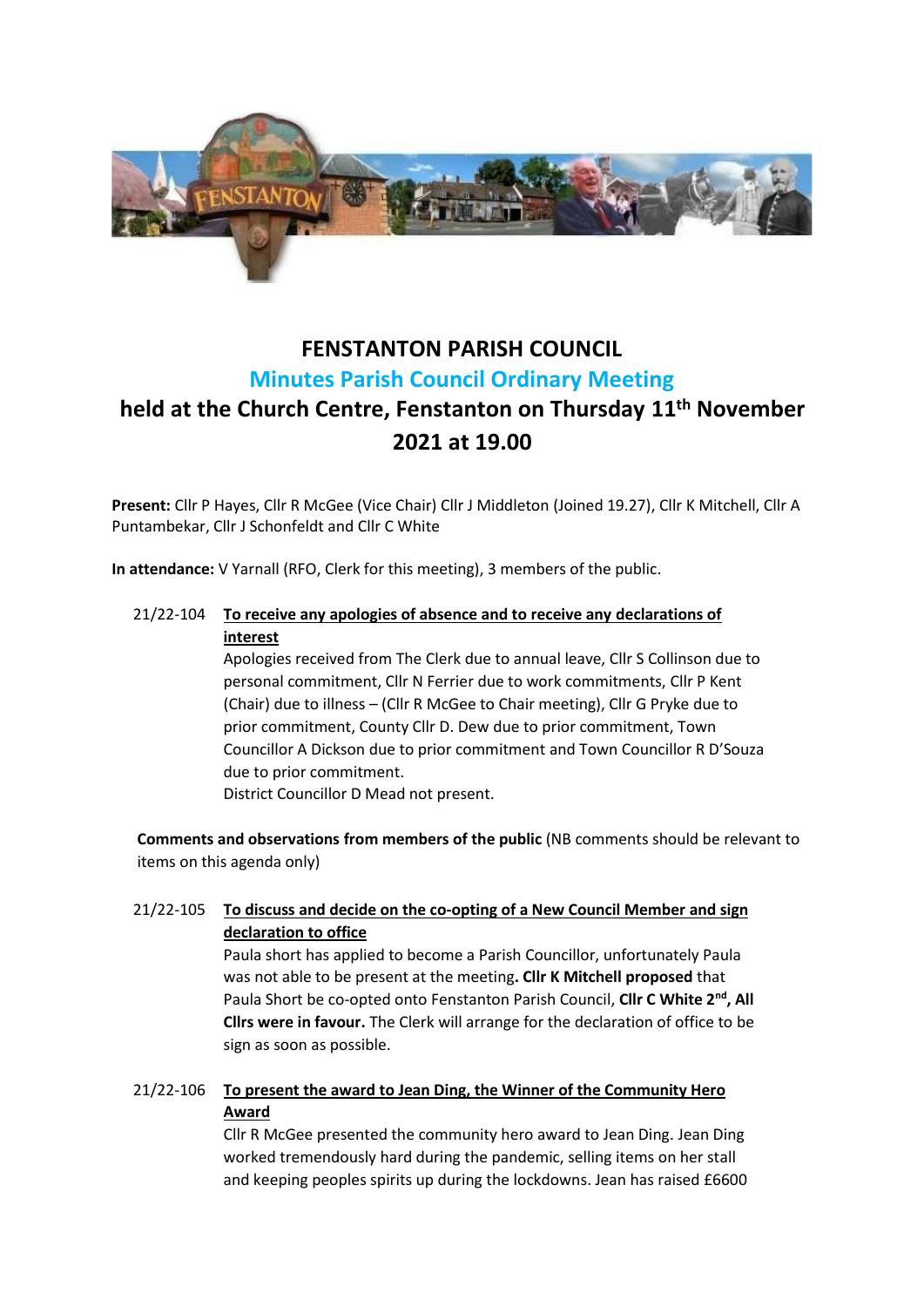# FENSTANTON PARISH COUNCIL

## Minutes Parish Council Ordinary Meeting

## held at the Church Centre, Fenstanton on Thursday 11th November 2021 at 19.00

**Present:** Cllr P Hayes, Cllr R McGee (Vice Chair) Cllr J Middleton (Joined 19.27), Cllr K Mitchell, Cllr A Puntambekar, Cllr J Schonfeldt and Cllr C White

**In attendance:** V Yarnall (RFO, Clerk for this meeting), 3 members of the public.

21/22-104 **To receive any apologies of absence and to receive any declarations of interest**

Apologies received from The Clerk due to annual leave, Cllr S Collinson due to personal commitment, Cllr N Ferrier due to work commitments, Cllr P Kent (Chair) due to illness – (Cllr R McGee to Chair meeting), Cllr G Pryke due to prior commitment, County Cllr D. Dew due to prior commitment, Town Councillor A Dickson due to prior commitment and Town Councillor R D'Souza due to prior commitment.

District Councillor D Mead not present.

**Comments and observations from members of the public** (NB comments should be relevant to items on this agenda only)

21/22-105 **To discuss and decide on the co-opting of a New Council Member and sign declaration to office**

Paula short has applied to become a Parish Councillor, unfortunately Paula was not able to be present at the meeting**. Cllr K Mitchell proposed** that Paula Short be co-opted onto Fenstanton Parish Council, **Cllr C White 2nd, All Cllrs were in favour.** The Clerk will arrange for the declaration of office to be sign as soon as possible.

21/22-106 **To present the award to Jean Ding, the Winner of the Community Hero Award**

Cllr R McGee presented the community hero award to Jean Ding. Jean Ding worked tremendously hard during the pandemic, selling items on her stall and keeping peoples spirits up during the lockdowns. Jean has raised £6600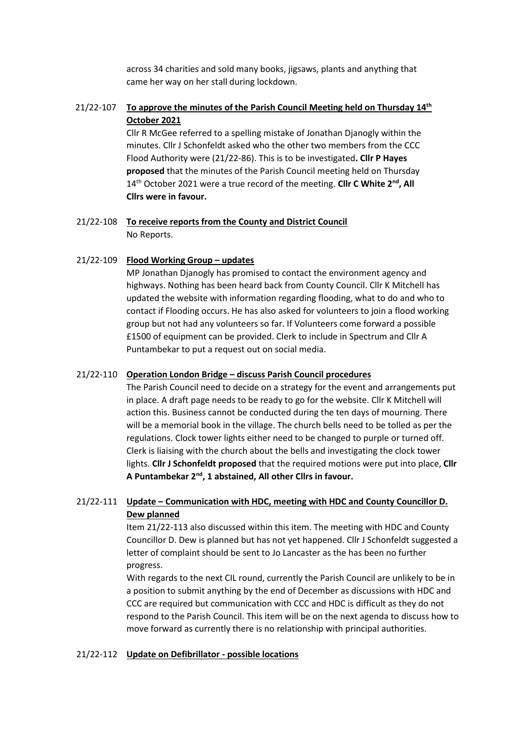across 34 charities and sold many books, jigsaws, plants and anything that came her way on her stall during lockdown.

21/22-107 **To approve the minutes of the Parish Council Meeting held on Thursday 14th October 2021**

Cllr R McGee referred to a spelling mistake of Jonathan Djanogly within the minutes. Cllr J Schonfeldt asked who the other two members from the CCC Flood Authority were (21/22-86). This is to be investigated**. Cllr P Hayes proposed** that the minutes of the Parish Council meeting held on Thursday 14th October 2021 were a true record of the meeting. **Cllr C White 2nd, All Cllrs were in favour.**

21/22-108 **To receive reports from the County and District Council**

No Reports.

21/22-109 **Flood Working Group – updates**

MP Jonathan Djanogly has promised to contact the environment agency and highways. Nothing has been heard back from County Council. Cllr K Mitchell has updated the website with information regarding flooding, what to do and who to contact if Flooding occurs. He has also asked for volunteers to join a flood working group but not had any volunteers so far. If Volunteers come forward a possible £1500 of equipment can be provided. Clerk to include in Spectrum and Cllr A Puntambekar to put a request out on social media.

21/22-110 **Operation London Bridge – discuss Parish Council procedures**

The Parish Council need to decide on a strategy for the event and arrangements put in place. A draft page needs to be ready to go for the website. Cllr K Mitchell will action this. Business cannot be conducted during the ten days of mourning. There will be a memorial book in the village. The church bells need to be tolled as per the regulations. Clock tower lights either need to be changed to purple or turned off. Clerk is liaising with the church about the bells and investigating the clock tower lights. **Cllr J Schonfeldt proposed** that the required motions were put into place, **Cllr A Puntambekar 2nd, 1 abstained, All other Cllrs in favour.**

21/22-111 **Update – Communication with HDC, meeting with HDC and County Councillor D. Dew planned**

Item 21/22-113 also discussed within this item. The meeting with HDC and County Councillor D. Dew is planned but has not yet happened. Cllr J Schonfeldt suggested a letter of complaint should be sent to Jo Lancaster as the has been no further progress.

With regards to the next CIL round, currently the Parish Council are unlikely to be in a position to submit anything by the end of December as discussions with HDC and CCC are required but communication with CCC and HDC is difficult as they do not respond to the Parish Council. This item will be on the next agenda to discuss how to move forward as currently there is no relationship with principal authorities.

21/22-112 **Update on Defibrillator - possible locations**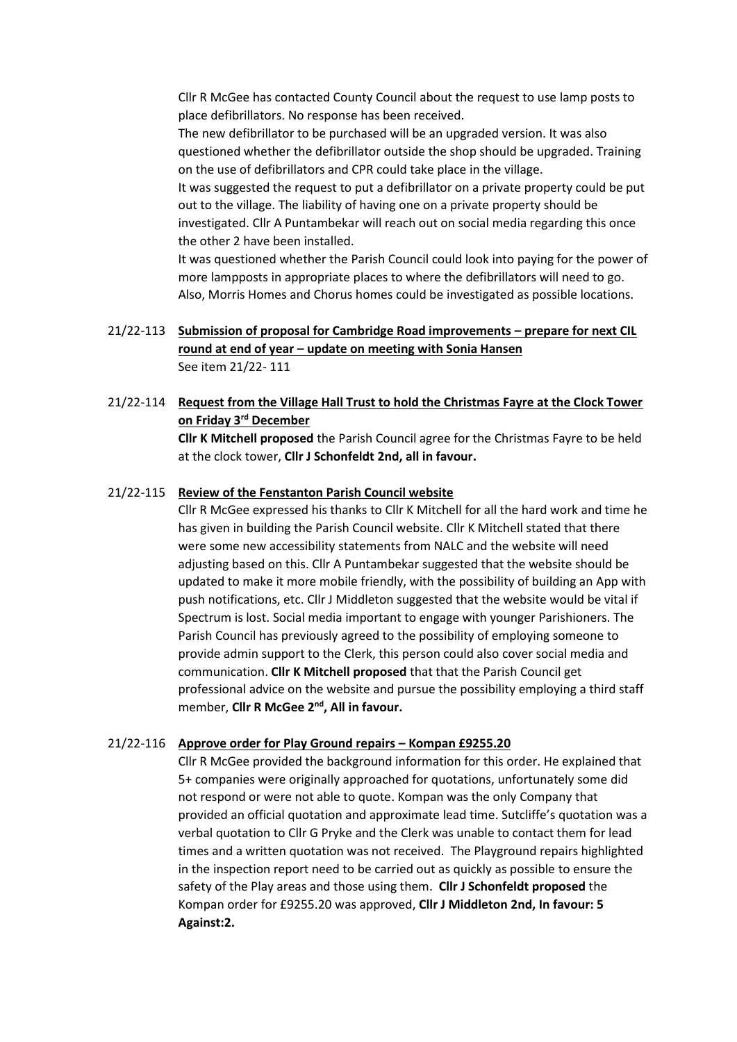Cllr R McGee has contacted County Council about the request to use lamp posts to place defibrillators. No response has been received.

The new defibrillator to be purchased will be an upgraded version. It was also questioned whether the defibrillator outside the shop should be upgraded. Training on the use of defibrillators and CPR could take place in the village.

It was suggested the request to put a defibrillator on a private property could be put out to the village. The liability of having one on a private property should be investigated. Cllr A Puntambekar will reach out on social media regarding this once the other 2 have been installed.

It was questioned whether the Parish Council could look into paying for the power of more lampposts in appropriate places to where the defibrillators will need to go. Also, Morris Homes and Chorus homes could be investigated as possible locations.

21/22-113 **Submission of proposal for Cambridge Road improvements – prepare for next CIL round at end of year – update on meeting with Sonia Hansen**

See item 21/22- 111

21/22-114 **Request from the Village Hall Trust to hold the Christmas Fayre at the Clock Tower on Friday 3rd December**

**Cllr K Mitchell proposed** the Parish Council agree for the Christmas Fayre to be held at the clock tower, **Cllr J Schonfeldt 2nd, all in favour.**

21/22-115 **Review of the Fenstanton Parish Council website**

Cllr R McGee expressed his thanks to Cllr K Mitchell for all the hard work and time he has given in building the Parish Council website. Cllr K Mitchell stated that there were some new accessibility statements from NALC and the website will need adjusting based on this. Cllr A Puntambekar suggested that the website should be updated to make it more mobile friendly, with the possibility of building an App with push notifications, etc. Cllr J Middleton suggested that the website would be vital if Spectrum is lost. Social media important to engage with younger Parishioners. The Parish Council has previously agreed to the possibility of employing someone to provide admin support to the Clerk, this person could also cover social media and communication. **Cllr K Mitchell proposed** that that the Parish Council get professional advice on the website and pursue the possibility employing a third staff member, **Cllr R McGee 2nd, All in favour.**

21/22-116 **Approve order for Play Ground repairs – Kompan £9255.20**

Cllr R McGee provided the background information for this order. He explained that 5+ companies were originally approached for quotations, unfortunately some did not respond or were not able to quote. Kompan was the only Company that provided an official quotation and approximate lead time. Sutcliffe's quotation was a verbal quotation to Cllr G Pryke and the Clerk was unable to contact them for lead times and a written quotation was not received. The Playground repairs highlighted in the inspection report need to be carried out as quickly as possible to ensure the safety of the Play areas and those using them. **Cllr J Schonfeldt proposed** the Kompan order for £9255.20 was approved, **Cllr J Middleton 2nd, In favour: 5 Against:2.**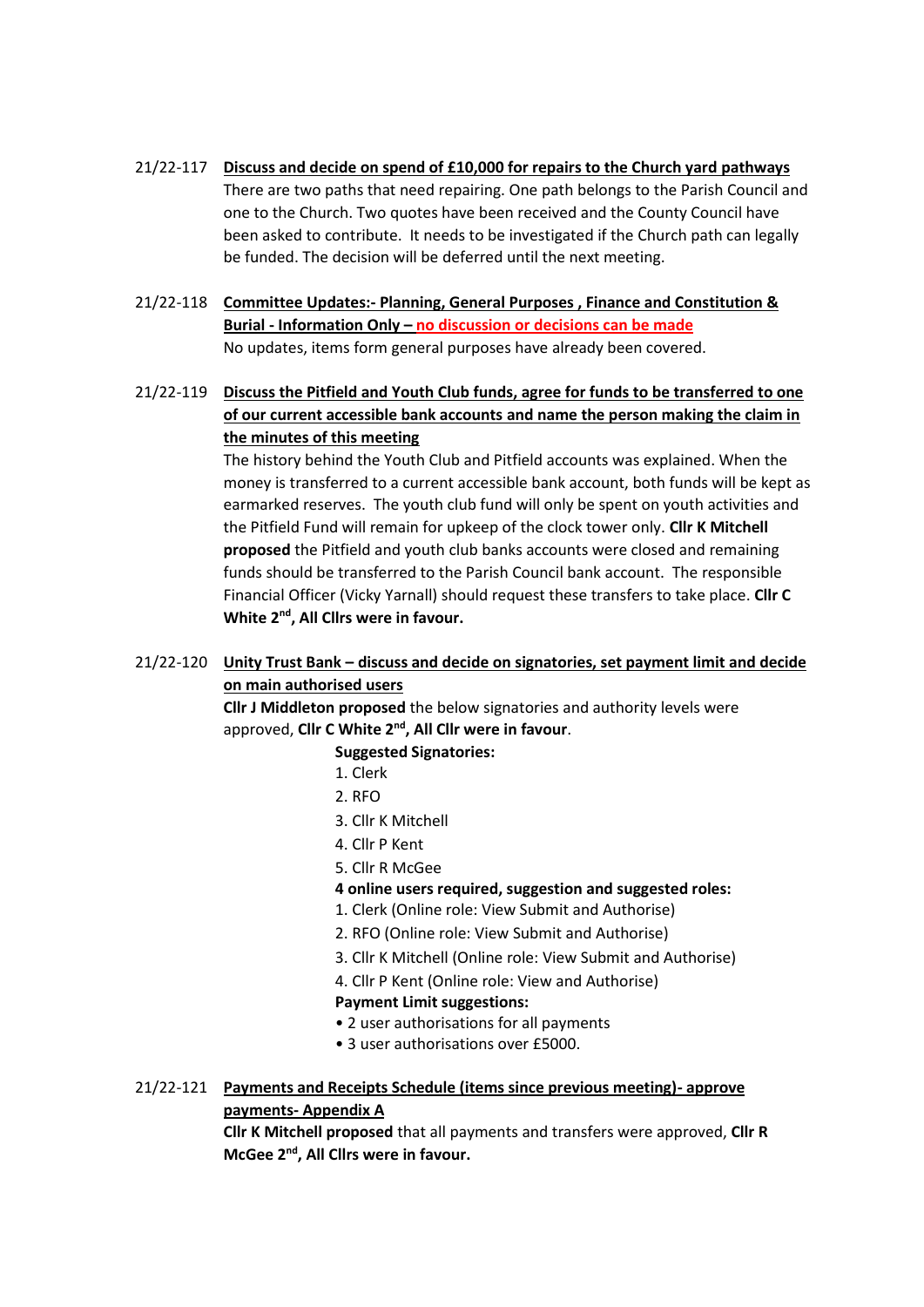21/22-117 **Discuss and decide on spend of £10,000 for repairs to the Church yard pathways**

There are two paths that need repairing. One path belongs to the Parish Council and one to the Church. Two quotes have been received and the County Council have been asked to contribute. It needs to be investigated if the Church path can legally be funded. The decision will be deferred until the next meeting.

21/22-118 **Committee Updates:- Planning, General Purposes , Finance and Constitution & Burial - Information Only – no discussion or decisions can be made**

No updates, items form general purposes have already been covered.

21/22-119 **Discuss the Pitfield and Youth Club funds, agree for funds to be transferred to one of our current accessible bank accounts and name the person making the claim in the minutes of this meeting**

The history behind the Youth Club and Pitfield accounts was explained. When the money is transferred to a current accessible bank account, both funds will be kept as earmarked reserves. The youth club fund will only be spent on youth activities and the Pitfield Fund will remain for upkeep of the clock tower only. **Cllr K Mitchell proposed** the Pitfield and youth club banks accounts were closed and remaining funds should be transferred to the Parish Council bank account. The responsible Financial Officer (Vicky Yarnall) should request these transfers to take place. **Cllr C White 2nd, All Cllrs were in favour.**

21/22-120 **Unity Trust Bank – discuss and decide on signatories, set payment limit and decide on main authorised users**

**Cllr J Middleton proposed** the below signatories and authority levels were approved, **Cllr C White 2nd, All Cllr were in favour**.

**Suggested Signatories:**

1. Clerk
2. RFO
3. Cllr K Mitchell
4. Cllr P Kent
5. Cllr R McGee

**4 online users required, suggestion and suggested roles:**

1. Clerk (Online role: View Submit and Authorise)
2. RFO (Online role: View Submit and Authorise)
3. Cllr K Mitchell (Online role: View Submit and Authorise)
4. Cllr P Kent (Online role: View and Authorise)

**Payment Limit suggestions:**

- 2 user authorisations for all payments
- 3 user authorisations over £5000.

21/22-121 **Payments and Receipts Schedule (items since previous meeting)- approve payments- Appendix A**

**Cllr K Mitchell proposed** that all payments and transfers were approved, **Cllr R McGee 2nd, All Cllrs were in favour.**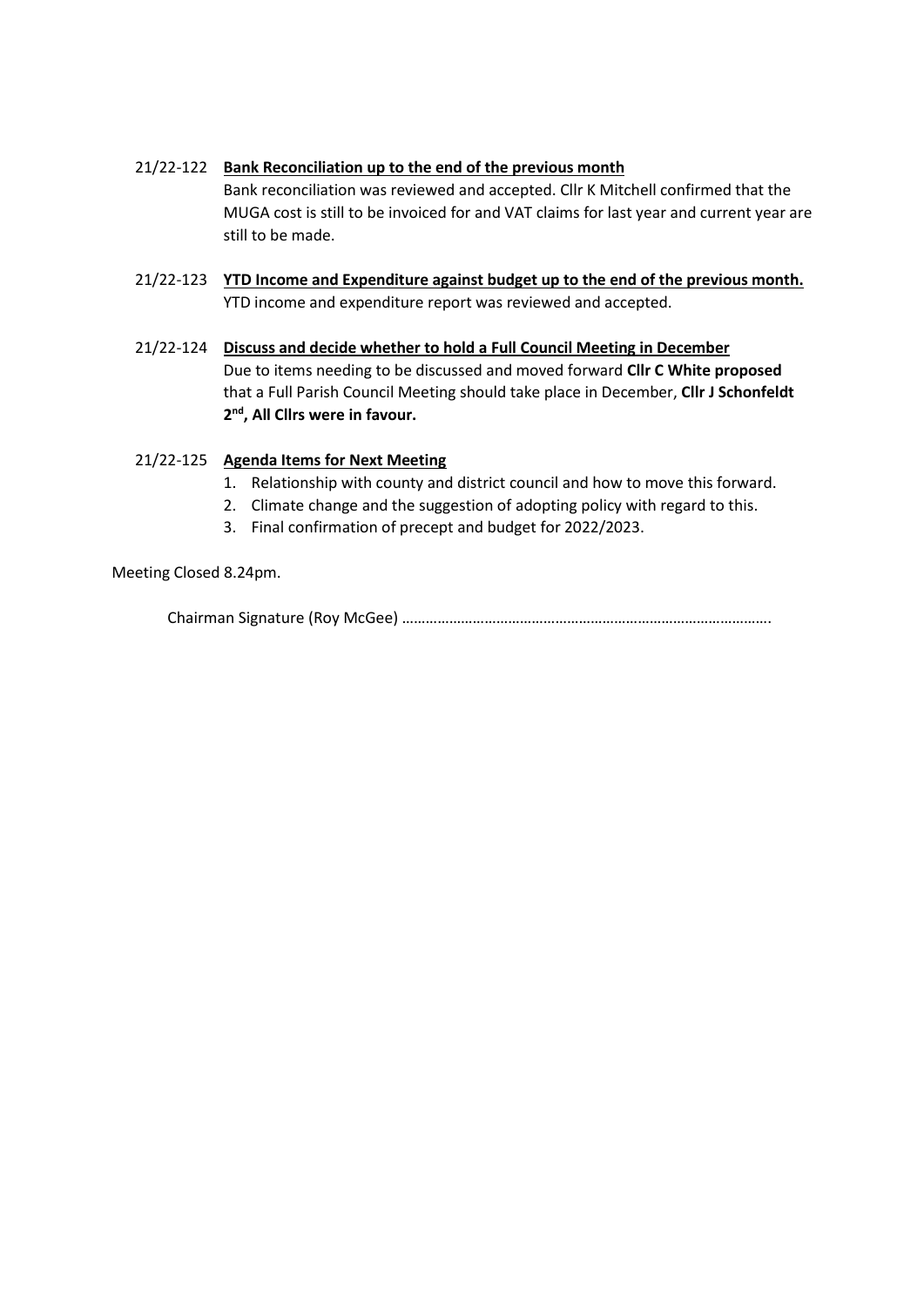21/22-122 **Bank Reconciliation up to the end of the previous month**

Bank reconciliation was reviewed and accepted. Cllr K Mitchell confirmed that the MUGA cost is still to be invoiced for and VAT claims for last year and current year are still to be made.

21/22-123 **YTD Income and Expenditure against budget up to the end of the previous month.**

YTD income and expenditure report was reviewed and accepted.

21/22-124 **Discuss and decide whether to hold a Full Council Meeting in December**

Due to items needing to be discussed and moved forward **Cllr C White proposed** that a Full Parish Council Meeting should take place in December, **Cllr J Schonfeldt 2nd, All Cllrs were in favour.**

21/22-125 **Agenda Items for Next Meeting**

1. Relationship with county and district council and how to move this forward.
2. Climate change and the suggestion of adopting policy with regard to this.
3. Final confirmation of precept and budget for 2022/2023.

Meeting Closed 8.24pm.

Chairman Signature (Roy McGee) ………………………………………………………………………………….